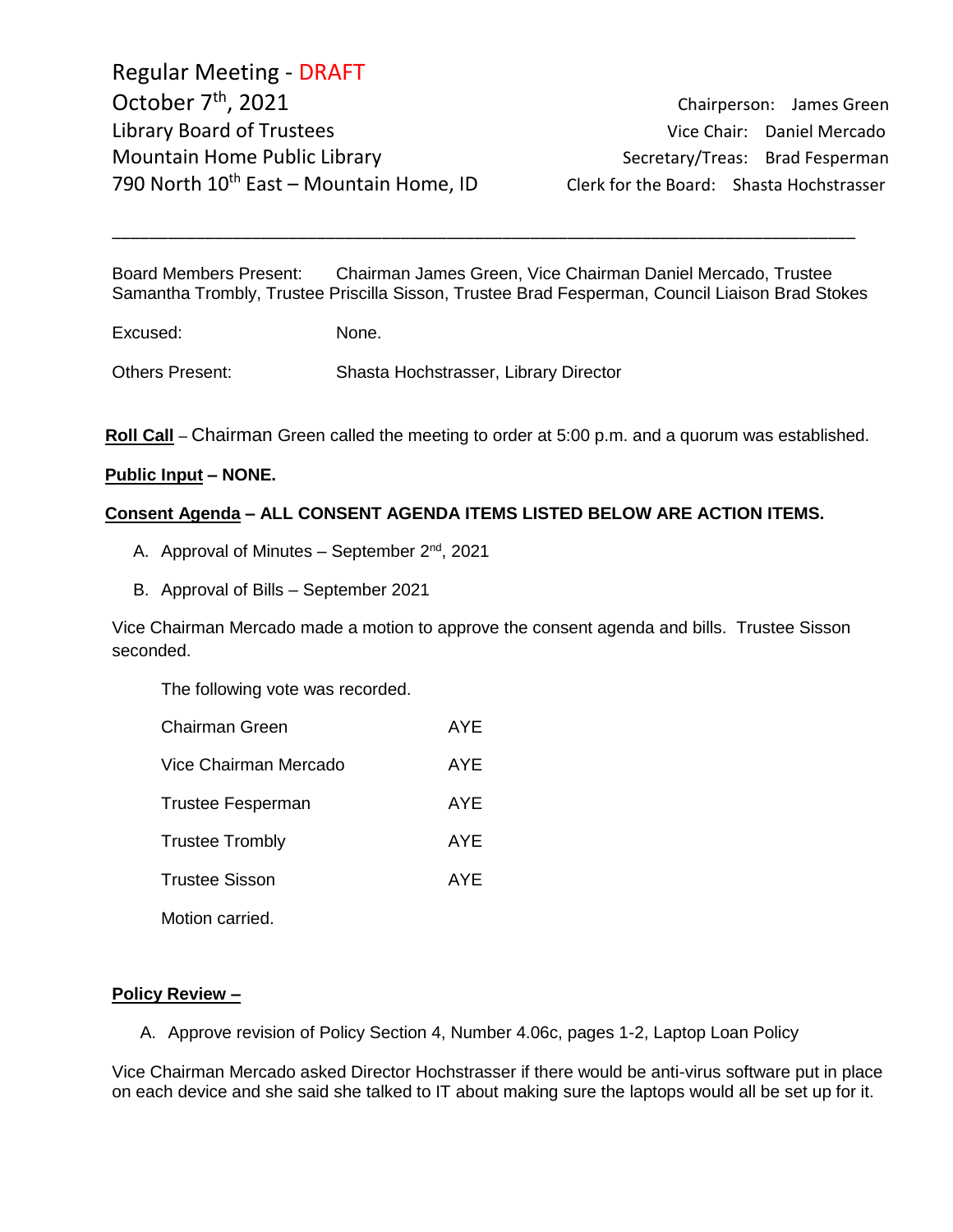Regular Meeting - DRAFT
October 7th, 2021
Library Board of Trustees
Mountain Home Public Library
790 North 10th East – Mountain Home, ID

Chairperson: James Green
Vice Chair: Daniel Mercado
Secretary/Treas: Brad Fesperman
Clerk for the Board: Shasta Hochstrasser

---

Board Members Present: Chairman James Green, Vice Chairman Daniel Mercado, Trustee Samantha Trombly, Trustee Priscilla Sisson, Trustee Brad Fesperman, Council Liaison Brad Stokes

Excused: None.

Others Present: Shasta Hochstrasser, Library Director

**Roll Call** – Chairman Green called the meeting to order at 5:00 p.m. and a quorum was established.

**Public Input – NONE.**

**Consent Agenda – ALL CONSENT AGENDA ITEMS LISTED BELOW ARE ACTION ITEMS.**

A. Approval of Minutes – September 2nd, 2021

B. Approval of Bills – September 2021

Vice Chairman Mercado made a motion to approve the consent agenda and bills. Trustee Sisson seconded.

The following vote was recorded.

| | |
|---|---|
| Chairman Green | AYE |
| Vice Chairman Mercado | AYE |
| Trustee Fesperman | AYE |
| Trustee Trombly | AYE |
| Trustee Sisson | AYE |

Motion carried.

**Policy Review –**

A. Approve revision of Policy Section 4, Number 4.06c, pages 1-2, Laptop Loan Policy

Vice Chairman Mercado asked Director Hochstrasser if there would be anti-virus software put in place on each device and she said she talked to IT about making sure the laptops would all be set up for it.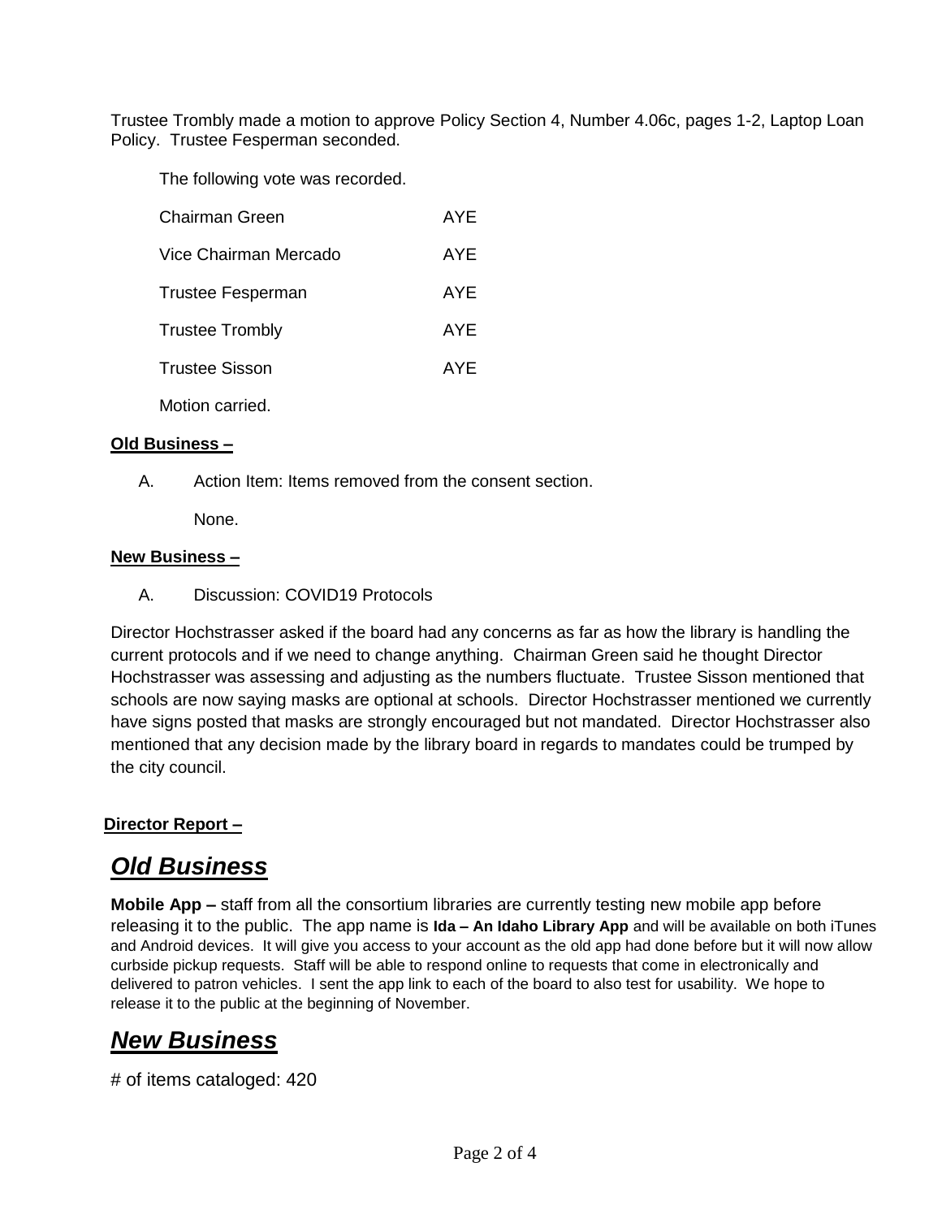Trustee Trombly made a motion to approve Policy Section 4, Number 4.06c, pages 1-2, Laptop Loan Policy. Trustee Fesperman seconded.

The following vote was recorded.

| | |
|---|---|
| Chairman Green | AYE |
| Vice Chairman Mercado | AYE |
| Trustee Fesperman | AYE |
| Trustee Trombly | AYE |
| Trustee Sisson | AYE |

Motion carried.

**Old Business –**

A. Action Item: Items removed from the consent section.

None.

**New Business –**

A. Discussion: COVID19 Protocols

Director Hochstrasser asked if the board had any concerns as far as how the library is handling the current protocols and if we need to change anything. Chairman Green said he thought Director Hochstrasser was assessing and adjusting as the numbers fluctuate. Trustee Sisson mentioned that schools are now saying masks are optional at schools. Director Hochstrasser mentioned we currently have signs posted that masks are strongly encouraged but not mandated. Director Hochstrasser also mentioned that any decision made by the library board in regards to mandates could be trumped by the city council.

**Director Report –**

## *Old Business*

**Mobile App –** staff from all the consortium libraries are currently testing new mobile app before releasing it to the public. The app name is **Ida – An Idaho Library App** and will be available on both iTunes and Android devices. It will give you access to your account as the old app had done before but it will now allow curbside pickup requests. Staff will be able to respond online to requests that come in electronically and delivered to patron vehicles. I sent the app link to each of the board to also test for usability. We hope to release it to the public at the beginning of November.

## *New Business*

# of items cataloged: 420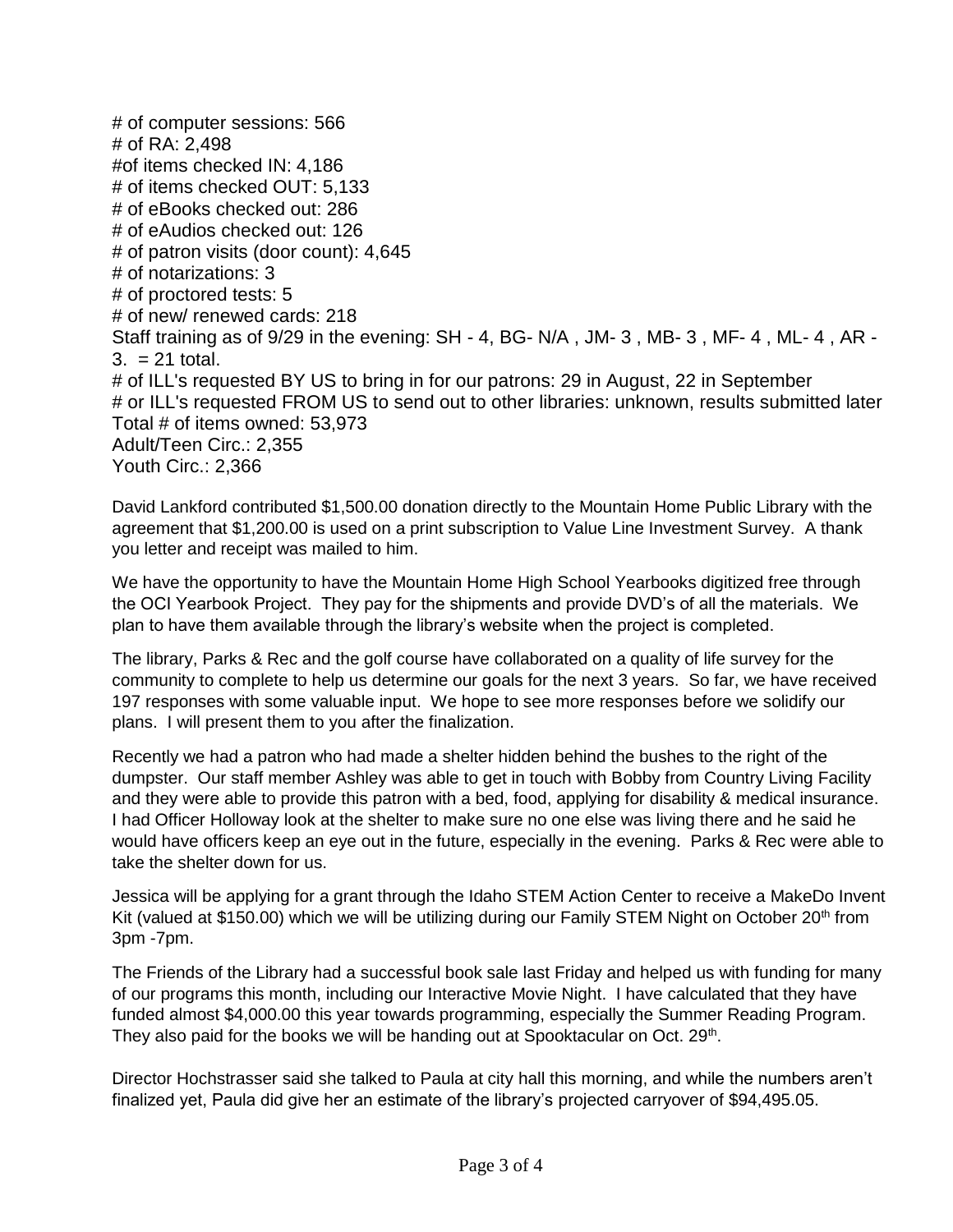# of computer sessions: 566
# of RA: 2,498
#of items checked IN: 4,186
# of items checked OUT: 5,133
# of eBooks checked out: 286
# of eAudios checked out: 126
# of patron visits (door count): 4,645
# of notarizations: 3
# of proctored tests: 5
# of new/ renewed cards: 218
Staff training as of 9/29 in the evening: SH - 4, BG- N/A , JM- 3 , MB- 3 , MF- 4 , ML- 4 , AR - 3.  = 21 total.
# of ILL's requested BY US to bring in for our patrons: 29 in August, 22 in September
# or ILL's requested FROM US to send out to other libraries: unknown, results submitted later
Total # of items owned: 53,973
Adult/Teen Circ.: 2,355
Youth Circ.: 2,366

David Lankford contributed $1,500.00 donation directly to the Mountain Home Public Library with the agreement that $1,200.00 is used on a print subscription to Value Line Investment Survey. A thank you letter and receipt was mailed to him.

We have the opportunity to have the Mountain Home High School Yearbooks digitized free through the OCI Yearbook Project. They pay for the shipments and provide DVD's of all the materials. We plan to have them available through the library's website when the project is completed.

The library, Parks & Rec and the golf course have collaborated on a quality of life survey for the community to complete to help us determine our goals for the next 3 years. So far, we have received 197 responses with some valuable input. We hope to see more responses before we solidify our plans. I will present them to you after the finalization.

Recently we had a patron who had made a shelter hidden behind the bushes to the right of the dumpster. Our staff member Ashley was able to get in touch with Bobby from Country Living Facility and they were able to provide this patron with a bed, food, applying for disability & medical insurance. I had Officer Holloway look at the shelter to make sure no one else was living there and he said he would have officers keep an eye out in the future, especially in the evening. Parks & Rec were able to take the shelter down for us.

Jessica will be applying for a grant through the Idaho STEM Action Center to receive a MakeDo Invent Kit (valued at $150.00) which we will be utilizing during our Family STEM Night on October 20th from 3pm -7pm.

The Friends of the Library had a successful book sale last Friday and helped us with funding for many of our programs this month, including our Interactive Movie Night. I have calculated that they have funded almost $4,000.00 this year towards programming, especially the Summer Reading Program. They also paid for the books we will be handing out at Spooktacular on Oct. 29th.

Director Hochstrasser said she talked to Paula at city hall this morning, and while the numbers aren't finalized yet, Paula did give her an estimate of the library's projected carryover of $94,495.05.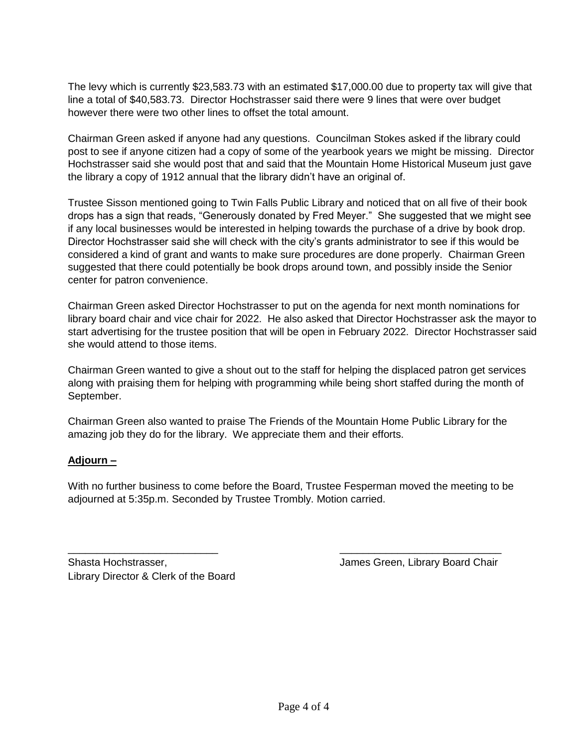The levy which is currently $23,583.73 with an estimated $17,000.00 due to property tax will give that line a total of $40,583.73. Director Hochstrasser said there were 9 lines that were over budget however there were two other lines to offset the total amount.

Chairman Green asked if anyone had any questions. Councilman Stokes asked if the library could post to see if anyone citizen had a copy of some of the yearbook years we might be missing. Director Hochstrasser said she would post that and said that the Mountain Home Historical Museum just gave the library a copy of 1912 annual that the library didn't have an original of.

Trustee Sisson mentioned going to Twin Falls Public Library and noticed that on all five of their book drops has a sign that reads, "Generously donated by Fred Meyer." She suggested that we might see if any local businesses would be interested in helping towards the purchase of a drive by book drop. Director Hochstrasser said she will check with the city's grants administrator to see if this would be considered a kind of grant and wants to make sure procedures are done properly. Chairman Green suggested that there could potentially be book drops around town, and possibly inside the Senior center for patron convenience.

Chairman Green asked Director Hochstrasser to put on the agenda for next month nominations for library board chair and vice chair for 2022. He also asked that Director Hochstrasser ask the mayor to start advertising for the trustee position that will be open in February 2022. Director Hochstrasser said she would attend to those items.

Chairman Green wanted to give a shout out to the staff for helping the displaced patron get services along with praising them for helping with programming while being short staffed during the month of September.

Chairman Green also wanted to praise The Friends of the Mountain Home Public Library for the amazing job they do for the library. We appreciate them and their efforts.

**Adjourn –**

With no further business to come before the Board, Trustee Fesperman moved the meeting to be adjourned at 5:35p.m. Seconded by Trustee Trombly. Motion carried.

___________________________
Shasta Hochstrasser,
Library Director & Clerk of the Board

___________________________
James Green, Library Board Chair